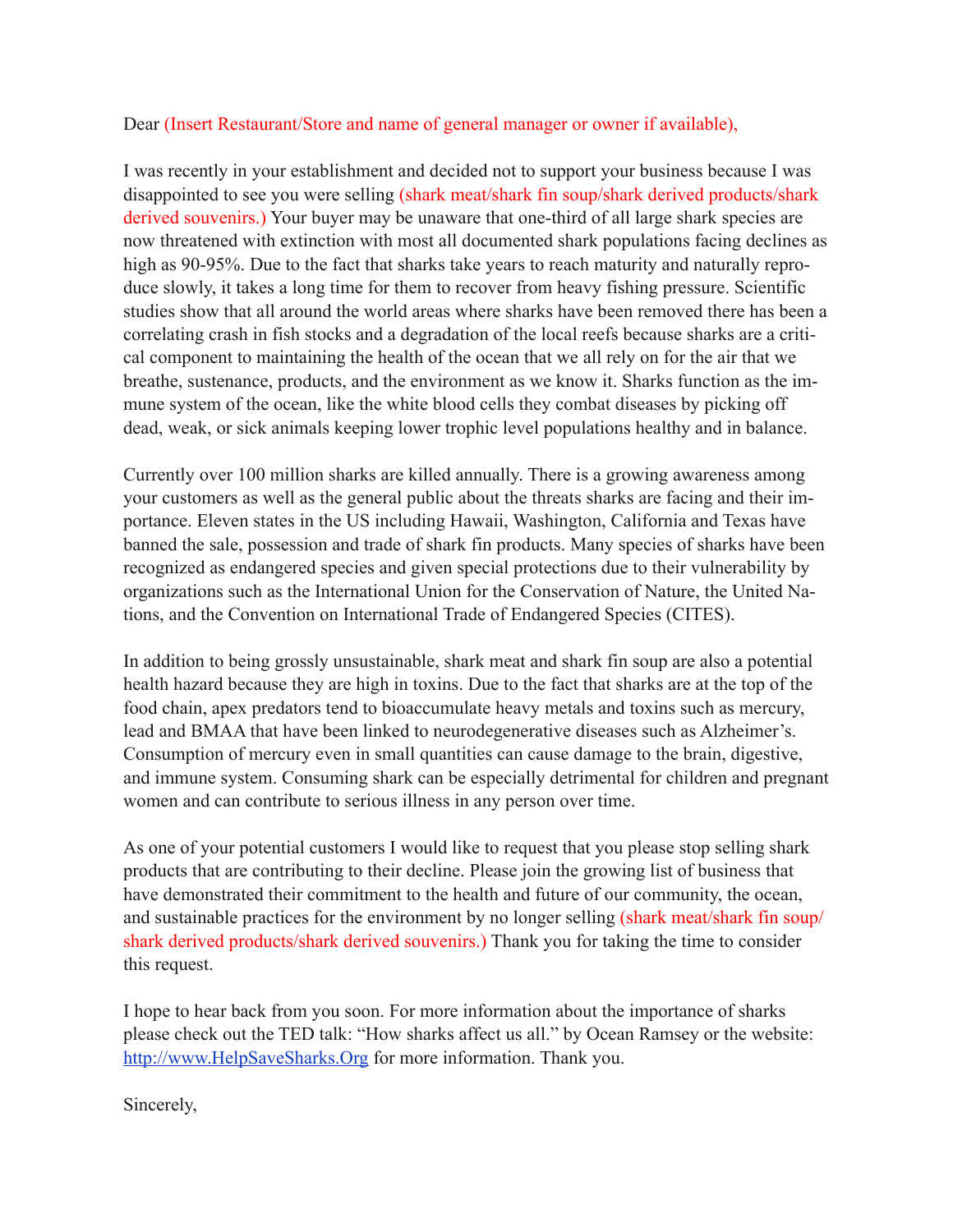Dear (Insert Restaurant/Store and name of general manager or owner if available),

I was recently in your establishment and decided not to support your business because I was disappointed to see you were selling (shark meat/shark fin soup/shark derived products/shark derived souvenirs.) Your buyer may be unaware that one-third of all large shark species are now threatened with extinction with most all documented shark populations facing declines as high as 90-95%. Due to the fact that sharks take years to reach maturity and naturally reproduce slowly, it takes a long time for them to recover from heavy fishing pressure. Scientific studies show that all around the world areas where sharks have been removed there has been a correlating crash in fish stocks and a degradation of the local reefs because sharks are a critical component to maintaining the health of the ocean that we all rely on for the air that we breathe, sustenance, products, and the environment as we know it. Sharks function as the immune system of the ocean, like the white blood cells they combat diseases by picking off dead, weak, or sick animals keeping lower trophic level populations healthy and in balance.

Currently over 100 million sharks are killed annually. There is a growing awareness among your customers as well as the general public about the threats sharks are facing and their importance. Eleven states in the US including Hawaii, Washington, California and Texas have banned the sale, possession and trade of shark fin products. Many species of sharks have been recognized as endangered species and given special protections due to their vulnerability by organizations such as the International Union for the Conservation of Nature, the United Nations, and the Convention on International Trade of Endangered Species (CITES).

In addition to being grossly unsustainable, shark meat and shark fin soup are also a potential health hazard because they are high in toxins. Due to the fact that sharks are at the top of the food chain, apex predators tend to bioaccumulate heavy metals and toxins such as mercury, lead and BMAA that have been linked to neurodegenerative diseases such as Alzheimer's. Consumption of mercury even in small quantities can cause damage to the brain, digestive, and immune system. Consuming shark can be especially detrimental for children and pregnant women and can contribute to serious illness in any person over time.

As one of your potential customers I would like to request that you please stop selling shark products that are contributing to their decline. Please join the growing list of business that have demonstrated their commitment to the health and future of our community, the ocean, and sustainable practices for the environment by no longer selling (shark meat/shark fin soup/shark derived products/shark derived souvenirs.) Thank you for taking the time to consider this request.

I hope to hear back from you soon. For more information about the importance of sharks please check out the TED talk: "How sharks affect us all." by Ocean Ramsey or the website: [http://www.HelpSaveSharks.Org](http://www.HelpSaveSharks.Org) for more information. Thank you.

Sincerely,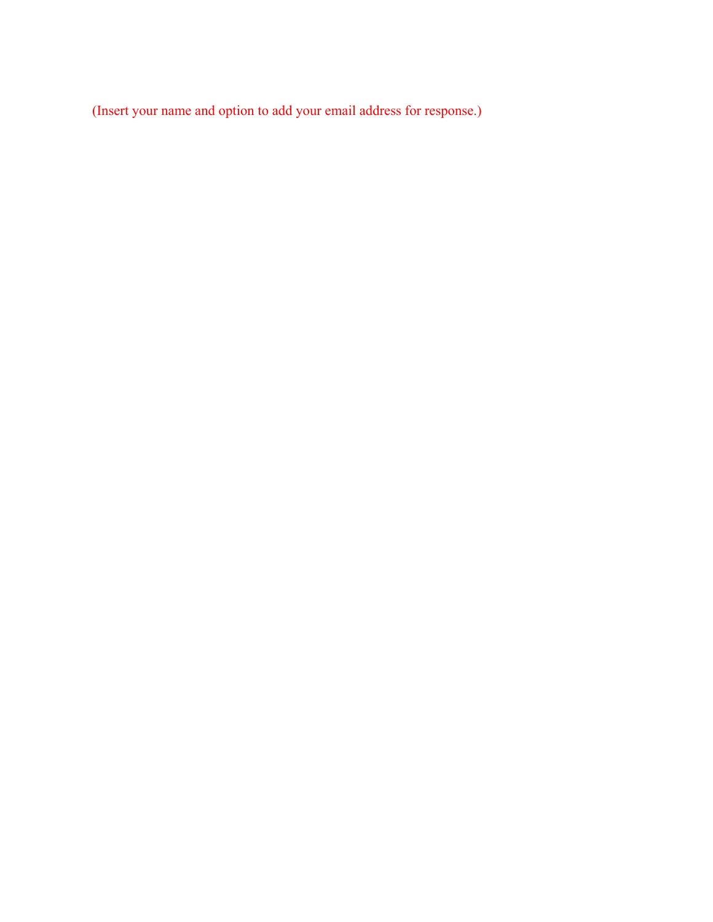(Insert your name and option to add your email address for response.)